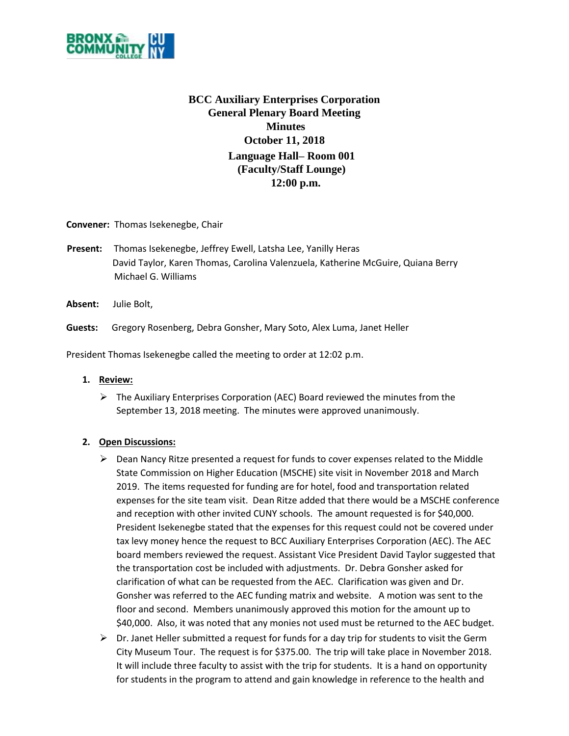# BCC Auxiliary Enterprises Corporation
## General Plenary Board Meeting
## Minutes
## October 11, 2018
## Language Hall– Room 001
## (Faculty/Staff Lounge)
## 12:00 p.m.

**Convener:** Thomas Isekenegbe, Chair

**Present:** Thomas Isekenegbe, Jeffrey Ewell, Latsha Lee, Yanilly Heras
David Taylor, Karen Thomas, Carolina Valenzuela, Katherine McGuire, Quiana Berry
Michael G. Williams

**Absent:** Julie Bolt,

**Guests:** Gregory Rosenberg, Debra Gonsher, Mary Soto, Alex Luma, Janet Heller

President Thomas Isekenegbe called the meeting to order at 12:02 p.m.

1. **Review:**
   - The Auxiliary Enterprises Corporation (AEC) Board reviewed the minutes from the September 13, 2018 meeting. The minutes were approved unanimously.

2. **Open Discussions:**
   - Dean Nancy Ritze presented a request for funds to cover expenses related to the Middle State Commission on Higher Education (MSCHE) site visit in November 2018 and March 2019. The items requested for funding are for hotel, food and transportation related expenses for the site team visit. Dean Ritze added that there would be a MSCHE conference and reception with other invited CUNY schools. The amount requested is for $40,000. President Isekenegbe stated that the expenses for this request could not be covered under tax levy money hence the request to BCC Auxiliary Enterprises Corporation (AEC). The AEC board members reviewed the request. Assistant Vice President David Taylor suggested that the transportation cost be included with adjustments. Dr. Debra Gonsher asked for clarification of what can be requested from the AEC. Clarification was given and Dr. Gonsher was referred to the AEC funding matrix and website. A motion was sent to the floor and second. Members unanimously approved this motion for the amount up to $40,000. Also, it was noted that any monies not used must be returned to the AEC budget.
   - Dr. Janet Heller submitted a request for funds for a day trip for students to visit the Germ City Museum Tour. The request is for $375.00. The trip will take place in November 2018. It will include three faculty to assist with the trip for students. It is a hand on opportunity for students in the program to attend and gain knowledge in reference to the health and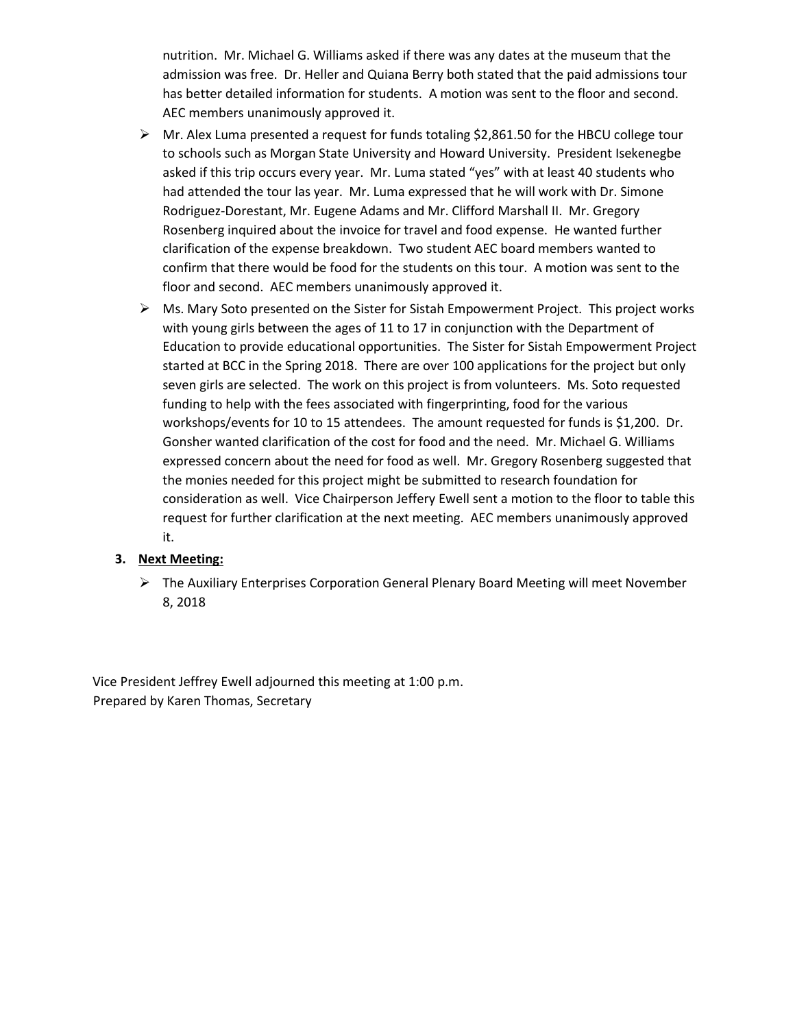nutrition. Mr. Michael G. Williams asked if there was any dates at the museum that the admission was free. Dr. Heller and Quiana Berry both stated that the paid admissions tour has better detailed information for students. A motion was sent to the floor and second. AEC members unanimously approved it.

- Mr. Alex Luma presented a request for funds totaling $2,861.50 for the HBCU college tour to schools such as Morgan State University and Howard University. President Isekenegbe asked if this trip occurs every year. Mr. Luma stated "yes" with at least 40 students who had attended the tour las year. Mr. Luma expressed that he will work with Dr. Simone Rodriguez-Dorestant, Mr. Eugene Adams and Mr. Clifford Marshall II. Mr. Gregory Rosenberg inquired about the invoice for travel and food expense. He wanted further clarification of the expense breakdown. Two student AEC board members wanted to confirm that there would be food for the students on this tour. A motion was sent to the floor and second. AEC members unanimously approved it.
- Ms. Mary Soto presented on the Sister for Sistah Empowerment Project. This project works with young girls between the ages of 11 to 17 in conjunction with the Department of Education to provide educational opportunities. The Sister for Sistah Empowerment Project started at BCC in the Spring 2018. There are over 100 applications for the project but only seven girls are selected. The work on this project is from volunteers. Ms. Soto requested funding to help with the fees associated with fingerprinting, food for the various workshops/events for 10 to 15 attendees. The amount requested for funds is $1,200. Dr. Gonsher wanted clarification of the cost for food and the need. Mr. Michael G. Williams expressed concern about the need for food as well. Mr. Gregory Rosenberg suggested that the monies needed for this project might be submitted to research foundation for consideration as well. Vice Chairperson Jeffery Ewell sent a motion to the floor to table this request for further clarification at the next meeting. AEC members unanimously approved it.

3. **Next Meeting:**

- The Auxiliary Enterprises Corporation General Plenary Board Meeting will meet November 8, 2018

Vice President Jeffrey Ewell adjourned this meeting at 1:00 p.m.
Prepared by Karen Thomas, Secretary